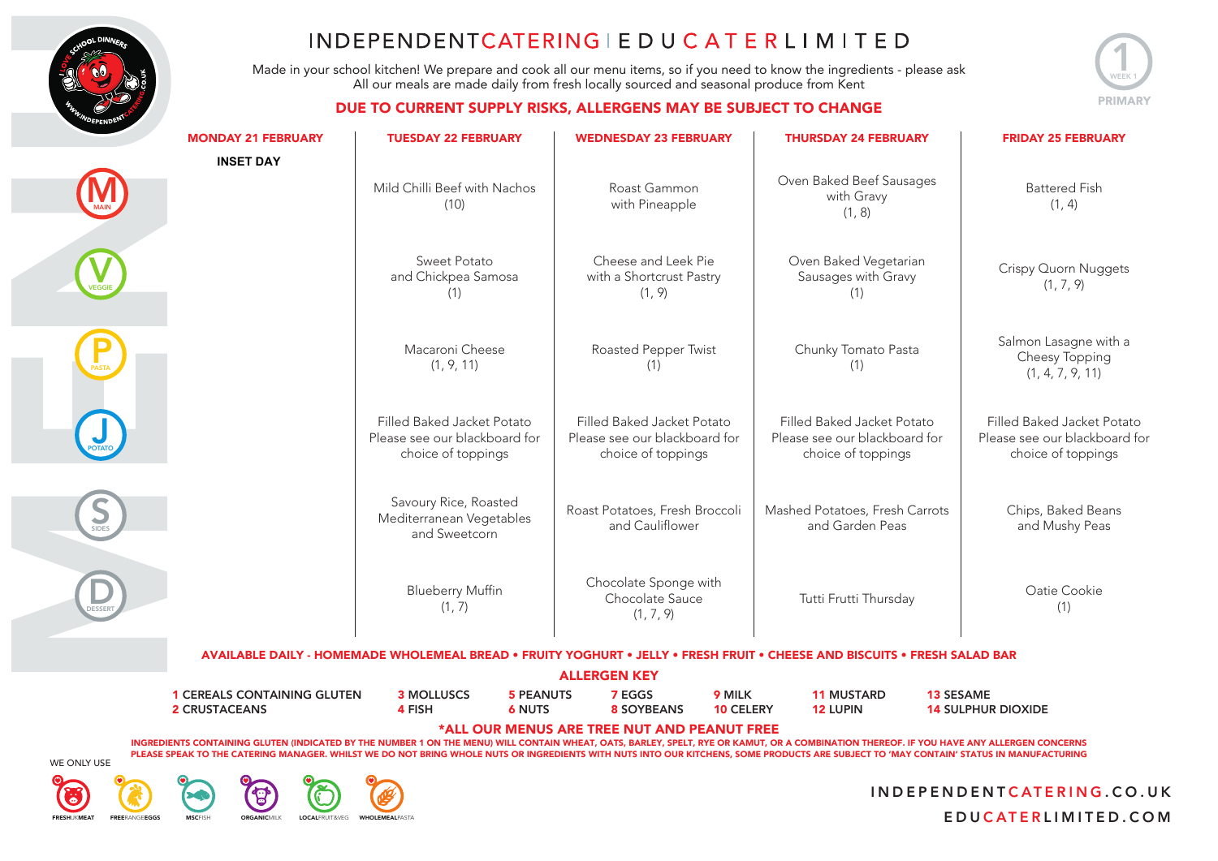# INDEPENDENTCATERING | EDUCATERLIMITED

Made in your school kitchen! We prepare and cook all our menu items, so if you need to know the ingredients - please ask
All our meals are made daily from fresh locally sourced and seasonal produce from Kent

**DUE TO CURRENT SUPPLY RISKS, ALLERGENS MAY BE SUBJECT TO CHANGE**

WEEK 1 PRIMARY

| | MONDAY 21 FEBRUARY | TUESDAY 22 FEBRUARY | WEDNESDAY 23 FEBRUARY | THURSDAY 24 FEBRUARY | FRIDAY 25 FEBRUARY |
|---|---|---|---|---|---|
| M MAIN | INSET DAY | Mild Chilli Beef with Nachos (10) | Roast Gammon with Pineapple | Oven Baked Beef Sausages with Gravy (1, 8) | Battered Fish (1, 4) |
| V VEGGIE | | Sweet Potato and Chickpea Samosa (1) | Cheese and Leek Pie with a Shortcrust Pastry (1, 9) | Oven Baked Vegetarian Sausages with Gravy (1) | Crispy Quorn Nuggets (1, 7, 9) |
| P PASTA | | Macaroni Cheese (1, 9, 11) | Roasted Pepper Twist (1) | Chunky Tomato Pasta (1) | Salmon Lasagne with a Cheesy Topping (1, 4, 7, 9, 11) |
| J POTATO | | Filled Baked Jacket Potato Please see our blackboard for choice of toppings | Filled Baked Jacket Potato Please see our blackboard for choice of toppings | Filled Baked Jacket Potato Please see our blackboard for choice of toppings | Filled Baked Jacket Potato Please see our blackboard for choice of toppings |
| S SIDES | | Savoury Rice, Roasted Mediterranean Vegetables and Sweetcorn | Roast Potatoes, Fresh Broccoli and Cauliflower | Mashed Potatoes, Fresh Carrots and Garden Peas | Chips, Baked Beans and Mushy Peas |
| D DESSERT | | Blueberry Muffin (1, 7) | Chocolate Sponge with Chocolate Sauce (1, 7, 9) | Tutti Frutti Thursday | Oatie Cookie (1) |

**AVAILABLE DAILY - HOMEMADE WHOLEMEAL BREAD • FRUITY YOGHURT • JELLY • FRESH FRUIT • CHEESE AND BISCUITS • FRESH SALAD BAR**

## ALLERGEN KEY

| | | | | | | |
|---|---|---|---|---|---|---|
| 1 CEREALS CONTAINING GLUTEN | 3 MOLLUSCS | 5 PEANUTS | 7 EGGS | 9 MILK | 11 MUSTARD | 13 SESAME |
| 2 CRUSTACEANS | 4 FISH | 6 NUTS | 8 SOYBEANS | 10 CELERY | 12 LUPIN | 14 SULPHUR DIOXIDE |

**\*ALL OUR MENUS ARE TREE NUT AND PEANUT FREE**

INGREDIENTS CONTAINING GLUTEN (INDICATED BY THE NUMBER 1 ON THE MENU) WILL CONTAIN WHEAT, OATS, BARLEY, SPELT, RYE OR KAMUT, OR A COMBINATION THEREOF. IF YOU HAVE ANY ALLERGEN CONCERNS PLEASE SPEAK TO THE CATERING MANAGER. WHILST WE DO NOT BRING WHOLE NUTS OR INGREDIENTS WITH NUTS INTO OUR KITCHENS, SOME PRODUCTS ARE SUBJECT TO 'MAY CONTAIN' STATUS IN MANUFACTURING

WE ONLY USE: FRESHUKMEAT, FREERANGEEGGS, MSCFISH, ORGANICMILK, LOCALFRUIT&VEG, WHOLEMEALPASTA

INDEPENDENTCATERING.CO.UK
EDUCATERLIMITED.COM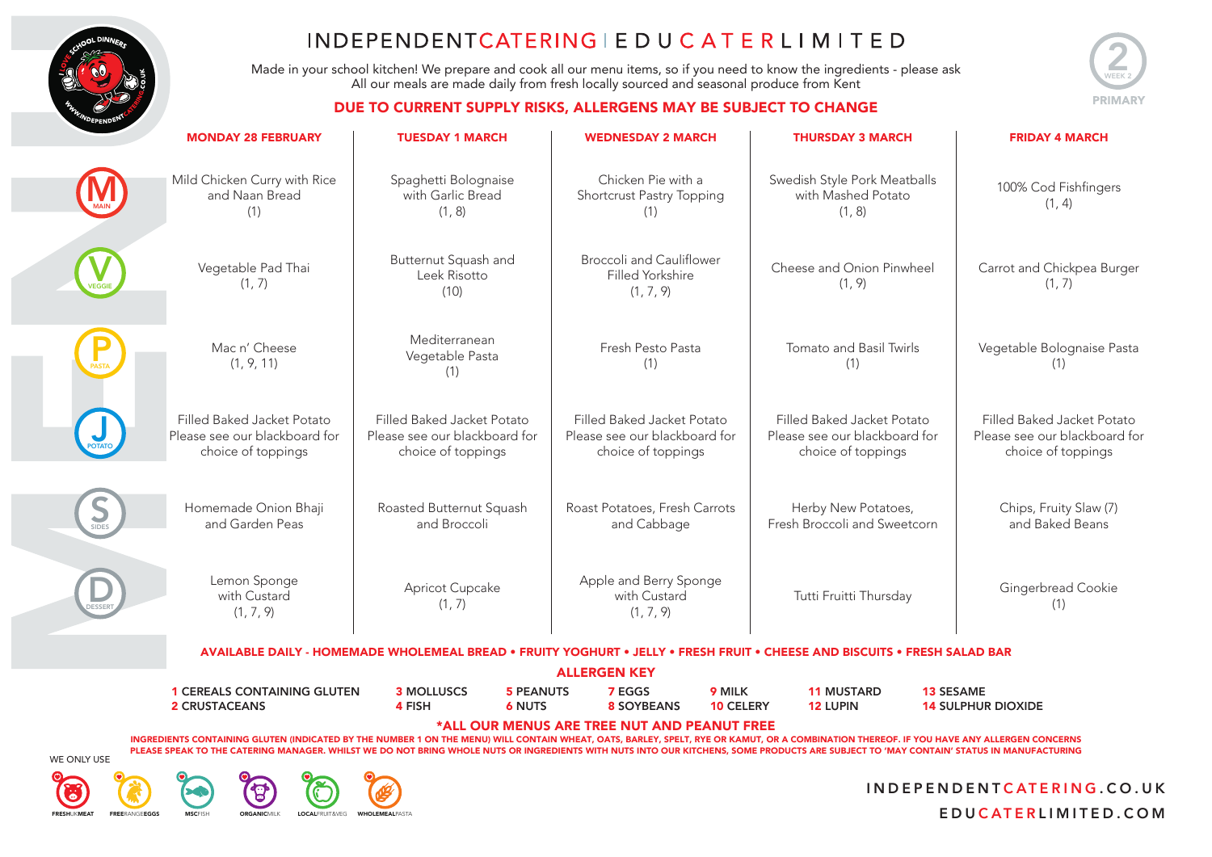# INDEPENDENTCATERING | EDUCATERLIMITED

Made in your school kitchen! We prepare and cook all our menu items, so if you need to know the ingredients - please ask
All our meals are made daily from fresh locally sourced and seasonal produce from Kent

**DUE TO CURRENT SUPPLY RISKS, ALLERGENS MAY BE SUBJECT TO CHANGE**

WEEK 2 PRIMARY

| | MONDAY 28 FEBRUARY | TUESDAY 1 MARCH | WEDNESDAY 2 MARCH | THURSDAY 3 MARCH | FRIDAY 4 MARCH |
|---|---|---|---|---|---|
| M MAIN | Mild Chicken Curry with Rice and Naan Bread (1) | Spaghetti Bolognaise with Garlic Bread (1, 8) | Chicken Pie with a Shortcrust Pastry Topping (1) | Swedish Style Pork Meatballs with Mashed Potato (1, 8) | 100% Cod Fishfingers (1, 4) |
| V VEGGIE | Vegetable Pad Thai (1, 7) | Butternut Squash and Leek Risotto (10) | Broccoli and Cauliflower Filled Yorkshire (1, 7, 9) | Cheese and Onion Pinwheel (1, 9) | Carrot and Chickpea Burger (1, 7) |
| P PASTA | Mac n' Cheese (1, 9, 11) | Mediterranean Vegetable Pasta (1) | Fresh Pesto Pasta (1) | Tomato and Basil Twirls (1) | Vegetable Bolognaise Pasta (1) |
| J POTATO | Filled Baked Jacket Potato Please see our blackboard for choice of toppings | Filled Baked Jacket Potato Please see our blackboard for choice of toppings | Filled Baked Jacket Potato Please see our blackboard for choice of toppings | Filled Baked Jacket Potato Please see our blackboard for choice of toppings | Filled Baked Jacket Potato Please see our blackboard for choice of toppings |
| S SIDES | Homemade Onion Bhaji and Garden Peas | Roasted Butternut Squash and Broccoli | Roast Potatoes, Fresh Carrots and Cabbage | Herby New Potatoes, Fresh Broccoli and Sweetcorn | Chips, Fruity Slaw (7) and Baked Beans |
| D DESSERT | Lemon Sponge with Custard (1, 7, 9) | Apricot Cupcake (1, 7) | Apple and Berry Sponge with Custard (1, 7, 9) | Tutti Fruitti Thursday | Gingerbread Cookie (1) |

**AVAILABLE DAILY - HOMEMADE WHOLEMEAL BREAD • FRUITY YOGHURT • JELLY • FRESH FRUIT • CHEESE AND BISCUITS • FRESH SALAD BAR**

## ALLERGEN KEY

| | | | | | | |
|---|---|---|---|---|---|---|
| 1 CEREALS CONTAINING GLUTEN | 3 MOLLUSCS | 5 PEANUTS | 7 EGGS | 9 MILK | 11 MUSTARD | 13 SESAME |
| 2 CRUSTACEANS | 4 FISH | 6 NUTS | 8 SOYBEANS | 10 CELERY | 12 LUPIN | 14 SULPHUR DIOXIDE |

**\*ALL OUR MENUS ARE TREE NUT AND PEANUT FREE**

INGREDIENTS CONTAINING GLUTEN (INDICATED BY THE NUMBER 1 ON THE MENU) WILL CONTAIN WHEAT, OATS, BARLEY, SPELT, RYE OR KAMUT, OR A COMBINATION THEREOF. IF YOU HAVE ANY ALLERGEN CONCERNS PLEASE SPEAK TO THE CATERING MANAGER. WHILST WE DO NOT BRING WHOLE NUTS OR INGREDIENTS WITH NUTS INTO OUR KITCHENS, SOME PRODUCTS ARE SUBJECT TO 'MAY CONTAIN' STATUS IN MANUFACTURING

WE ONLY USE: FRESH UK MEAT, FREE RANGE EGGS, MSC FISH, ORGANIC MILK, LOCAL FRUIT & VEG, WHOLEMEAL PASTA

INDEPENDENTCATERING.CO.UK
EDUCATERLIMITED.COM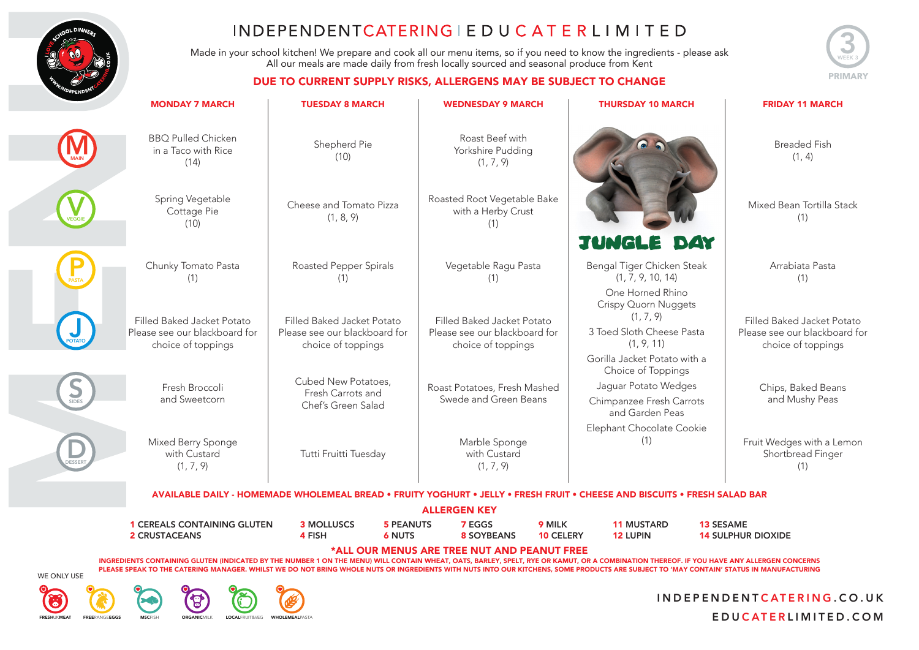# INDEPENDENTCATERING | EDUCATERLIMITED

Made in your school kitchen! We prepare and cook all our menu items, so if you need to know the ingredients - please ask
All our meals are made daily from fresh locally sourced and seasonal produce from Kent

**DUE TO CURRENT SUPPLY RISKS, ALLERGENS MAY BE SUBJECT TO CHANGE**

3 WEEK 3 PRIMARY

| | MONDAY 7 MARCH | TUESDAY 8 MARCH | WEDNESDAY 9 MARCH | THURSDAY 10 MARCH | FRIDAY 11 MARCH |
|---|---|---|---|---|---|
| **MAIN** | BBQ Pulled Chicken in a Taco with Rice (14) | Shepherd Pie (10) | Roast Beef with Yorkshire Pudding (1, 7, 9) | JUNGLE DAY | Breaded Fish (1, 4) |
| **VEGGIE** | Spring Vegetable Cottage Pie (10) | Cheese and Tomato Pizza (1, 8, 9) | Roasted Root Vegetable Bake with a Herby Crust (1) | | Mixed Bean Tortilla Stack (1) |
| **PASTA** | Chunky Tomato Pasta (1) | Roasted Pepper Spirals (1) | Vegetable Ragu Pasta (1) | Bengal Tiger Chicken Steak (1, 7, 9, 10, 14) | Arrabiata Pasta (1) |
| **POTATO** | Filled Baked Jacket Potato Please see our blackboard for choice of toppings | Filled Baked Jacket Potato Please see our blackboard for choice of toppings | Filled Baked Jacket Potato Please see our blackboard for choice of toppings | One Horned Rhino Crispy Quorn Nuggets (1, 7, 9) 3 Toed Sloth Cheese Pasta (1, 9, 11) Gorilla Jacket Potato with a Choice of Toppings | Filled Baked Jacket Potato Please see our blackboard for choice of toppings |
| **SIDES** | Fresh Broccoli and Sweetcorn | Cubed New Potatoes, Fresh Carrots and Chef's Green Salad | Roast Potatoes, Fresh Mashed Swede and Green Beans | Jaguar Potato Wedges Chimpanzee Fresh Carrots and Garden Peas | Chips, Baked Beans and Mushy Peas |
| **DESSERT** | Mixed Berry Sponge with Custard (1, 7, 9) | Tutti Fruitti Tuesday | Marble Sponge with Custard (1, 7, 9) | Elephant Chocolate Cookie (1) | Fruit Wedges with a Lemon Shortbread Finger (1) |

**AVAILABLE DAILY - HOMEMADE WHOLEMEAL BREAD • FRUITY YOGHURT • JELLY • FRESH FRUIT • CHEESE AND BISCUITS • FRESH SALAD BAR**

## ALLERGEN KEY

| | | | | | | |
|---|---|---|---|---|---|---|
| 1 CEREALS CONTAINING GLUTEN | 3 MOLLUSCS | 5 PEANUTS | 7 EGGS | 9 MILK | 11 MUSTARD | 13 SESAME |
| 2 CRUSTACEANS | 4 FISH | 6 NUTS | 8 SOYBEANS | 10 CELERY | 12 LUPIN | 14 SULPHUR DIOXIDE |

***ALL OUR MENUS ARE TREE NUT AND PEANUT FREE**

INGREDIENTS CONTAINING GLUTEN (INDICATED BY THE NUMBER 1 ON THE MENU) WILL CONTAIN WHEAT, OATS, BARLEY, SPELT, RYE OR KAMUT, OR A COMBINATION THEREOF. IF YOU HAVE ANY ALLERGEN CONCERNS PLEASE SPEAK TO THE CATERING MANAGER. WHILST WE DO NOT BRING WHOLE NUTS OR INGREDIENTS WITH NUTS INTO OUR KITCHENS, SOME PRODUCTS ARE SUBJECT TO 'MAY CONTAIN' STATUS IN MANUFACTURING

WE ONLY USE: FRESH UK MEAT • FREE RANGE EGGS • MSC FISH • ORGANIC MILK • LOCAL FRUIT & VEG • WHOLEMEAL PASTA

INDEPENDENTCATERING.CO.UK
EDUCATERLIMITED.COM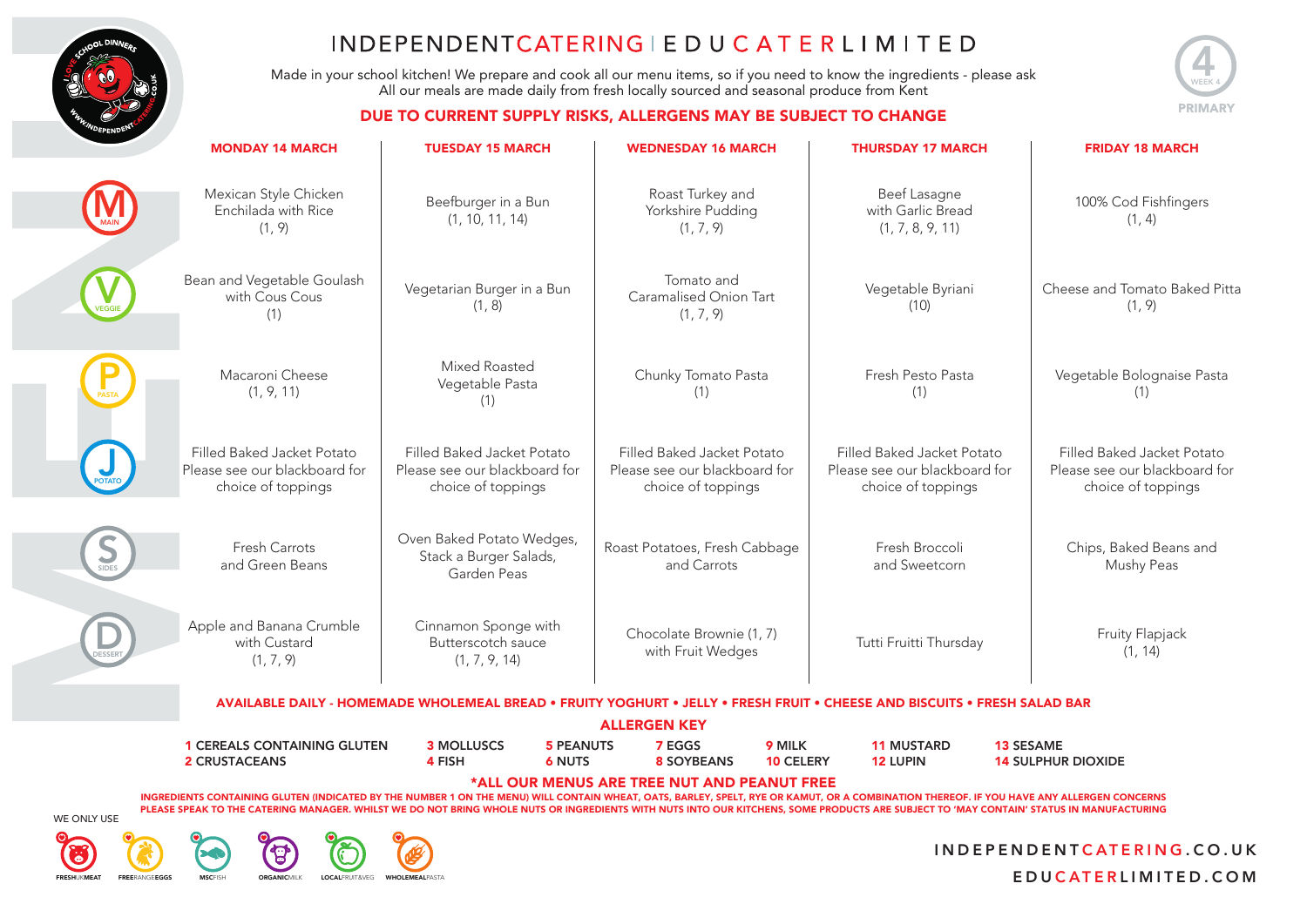# INDEPENDENTCATERING | EDUCATERLIMITED

Made in your school kitchen! We prepare and cook all our menu items, so if you need to know the ingredients - please ask
All our meals are made daily from fresh locally sourced and seasonal produce from Kent

**DUE TO CURRENT SUPPLY RISKS, ALLERGENS MAY BE SUBJECT TO CHANGE**

WEEK 4 PRIMARY

| | MONDAY 14 MARCH | TUESDAY 15 MARCH | WEDNESDAY 16 MARCH | THURSDAY 17 MARCH | FRIDAY 18 MARCH |
|---|---|---|---|---|---|
| M MAIN | Mexican Style Chicken Enchilada with Rice (1, 9) | Beefburger in a Bun (1, 10, 11, 14) | Roast Turkey and Yorkshire Pudding (1, 7, 9) | Beef Lasagne with Garlic Bread (1, 7, 8, 9, 11) | 100% Cod Fishfingers (1, 4) |
| V VEGGIE | Bean and Vegetable Goulash with Cous Cous (1) | Vegetarian Burger in a Bun (1, 8) | Tomato and Caramalised Onion Tart (1, 7, 9) | Vegetable Byriani (10) | Cheese and Tomato Baked Pitta (1, 9) |
| P PASTA | Macaroni Cheese (1, 9, 11) | Mixed Roasted Vegetable Pasta (1) | Chunky Tomato Pasta (1) | Fresh Pesto Pasta (1) | Vegetable Bolognaise Pasta (1) |
| J POTATO | Filled Baked Jacket Potato Please see our blackboard for choice of toppings | Filled Baked Jacket Potato Please see our blackboard for choice of toppings | Filled Baked Jacket Potato Please see our blackboard for choice of toppings | Filled Baked Jacket Potato Please see our blackboard for choice of toppings | Filled Baked Jacket Potato Please see our blackboard for choice of toppings |
| S SIDES | Fresh Carrots and Green Beans | Oven Baked Potato Wedges, Stack a Burger Salads, Garden Peas | Roast Potatoes, Fresh Cabbage and Carrots | Fresh Broccoli and Sweetcorn | Chips, Baked Beans and Mushy Peas |
| D DESSERT | Apple and Banana Crumble with Custard (1, 7, 9) | Cinnamon Sponge with Butterscotch sauce (1, 7, 9, 14) | Chocolate Brownie (1, 7) with Fruit Wedges | Tutti Fruitti Thursday | Fruity Flapjack (1, 14) |

**AVAILABLE DAILY - HOMEMADE WHOLEMEAL BREAD • FRUITY YOGHURT • JELLY • FRESH FRUIT • CHEESE AND BISCUITS • FRESH SALAD BAR**

## ALLERGEN KEY

| | | | | | | |
|---|---|---|---|---|---|---|
| 1 CEREALS CONTAINING GLUTEN | 3 MOLLUSCS | 5 PEANUTS | 7 EGGS | 9 MILK | 11 MUSTARD | 13 SESAME |
| 2 CRUSTACEANS | 4 FISH | 6 NUTS | 8 SOYBEANS | 10 CELERY | 12 LUPIN | 14 SULPHUR DIOXIDE |

**\*ALL OUR MENUS ARE TREE NUT AND PEANUT FREE**

INGREDIENTS CONTAINING GLUTEN (INDICATED BY THE NUMBER 1 ON THE MENU) WILL CONTAIN WHEAT, OATS, BARLEY, SPELT, RYE OR KAMUT, OR A COMBINATION THEREOF. IF YOU HAVE ANY ALLERGEN CONCERNS PLEASE SPEAK TO THE CATERING MANAGER. WHILST WE DO NOT BRING WHOLE NUTS OR INGREDIENTS WITH NUTS INTO OUR KITCHENS, SOME PRODUCTS ARE SUBJECT TO 'MAY CONTAIN' STATUS IN MANUFACTURING

WE ONLY USE: FRESHUKMEAT, FREERANGEEGGS, MSCFISH, ORGANICMILK, LOCALFRUIT&VEG, WHOLEMEALPASTA

INDEPENDENTCATERING.CO.UK
EDUCATERLIMITED.COM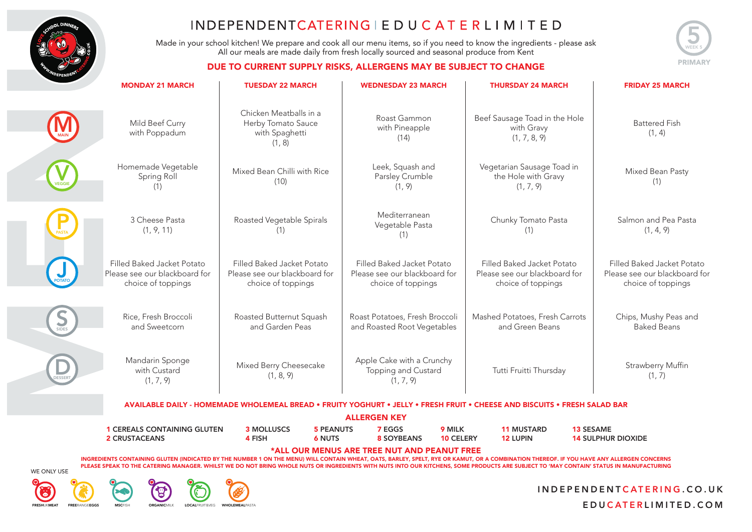# INDEPENDENTCATERING | EDUCATERLIMITED

Made in your school kitchen! We prepare and cook all our menu items, so if you need to know the ingredients - please ask
All our meals are made daily from fresh locally sourced and seasonal produce from Kent

**DUE TO CURRENT SUPPLY RISKS, ALLERGENS MAY BE SUBJECT TO CHANGE**

WEEK 5 — PRIMARY

| | MONDAY 21 MARCH | TUESDAY 22 MARCH | WEDNESDAY 23 MARCH | THURSDAY 24 MARCH | FRIDAY 25 MARCH |
|---|---|---|---|---|---|
| **M** MAIN | Mild Beef Curry with Poppadum | Chicken Meatballs in a Herby Tomato Sauce with Spaghetti (1, 8) | Roast Gammon with Pineapple (14) | Beef Sausage Toad in the Hole with Gravy (1, 7, 8, 9) | Battered Fish (1, 4) |
| **V** VEGGIE | Homemade Vegetable Spring Roll (1) | Mixed Bean Chilli with Rice (10) | Leek, Squash and Parsley Crumble (1, 9) | Vegetarian Sausage Toad in the Hole with Gravy (1, 7, 9) | Mixed Bean Pasty (1) |
| **P** PASTA | 3 Cheese Pasta (1, 9, 11) | Roasted Vegetable Spirals (1) | Mediterranean Vegetable Pasta (1) | Chunky Tomato Pasta (1) | Salmon and Pea Pasta (1, 4, 9) |
| **J** POTATO | Filled Baked Jacket Potato Please see our blackboard for choice of toppings | Filled Baked Jacket Potato Please see our blackboard for choice of toppings | Filled Baked Jacket Potato Please see our blackboard for choice of toppings | Filled Baked Jacket Potato Please see our blackboard for choice of toppings | Filled Baked Jacket Potato Please see our blackboard for choice of toppings |
| **S** SIDES | Rice, Fresh Broccoli and Sweetcorn | Roasted Butternut Squash and Garden Peas | Roast Potatoes, Fresh Broccoli and Roasted Root Vegetables | Mashed Potatoes, Fresh Carrots and Green Beans | Chips, Mushy Peas and Baked Beans |
| **D** DESSERT | Mandarin Sponge with Custard (1, 7, 9) | Mixed Berry Cheesecake (1, 8, 9) | Apple Cake with a Crunchy Topping and Custard (1, 7, 9) | Tutti Fruitti Thursday | Strawberry Muffin (1, 7) |

**AVAILABLE DAILY - HOMEMADE WHOLEMEAL BREAD • FRUITY YOGHURT • JELLY • FRESH FRUIT • CHEESE AND BISCUITS • FRESH SALAD BAR**

## ALLERGEN KEY

| | | | | | | |
|---|---|---|---|---|---|---|
| 1 CEREALS CONTAINING GLUTEN | 3 MOLLUSCS | 5 PEANUTS | 7 EGGS | 9 MILK | 11 MUSTARD | 13 SESAME |
| 2 CRUSTACEANS | 4 FISH | 6 NUTS | 8 SOYBEANS | 10 CELERY | 12 LUPIN | 14 SULPHUR DIOXIDE |

**\*ALL OUR MENUS ARE TREE NUT AND PEANUT FREE**

INGREDIENTS CONTAINING GLUTEN (INDICATED BY THE NUMBER 1 ON THE MENU) WILL CONTAIN WHEAT, OATS, BARLEY, SPELT, RYE OR KAMUT, OR A COMBINATION THEREOF. IF YOU HAVE ANY ALLERGEN CONCERNS PLEASE SPEAK TO THE CATERING MANAGER. WHILST WE DO NOT BRING WHOLE NUTS OR INGREDIENTS WITH NUTS INTO OUR KITCHENS, SOME PRODUCTS ARE SUBJECT TO 'MAY CONTAIN' STATUS IN MANUFACTURING

WE ONLY USE: FRESHUKMEAT • FREERANGEEGGS • MSCFISH • ORGANICMILK • LOCALFRUIT&VEG • WHOLEMEALPASTA

INDEPENDENTCATERING.CO.UK
EDUCATERLIMITED.COM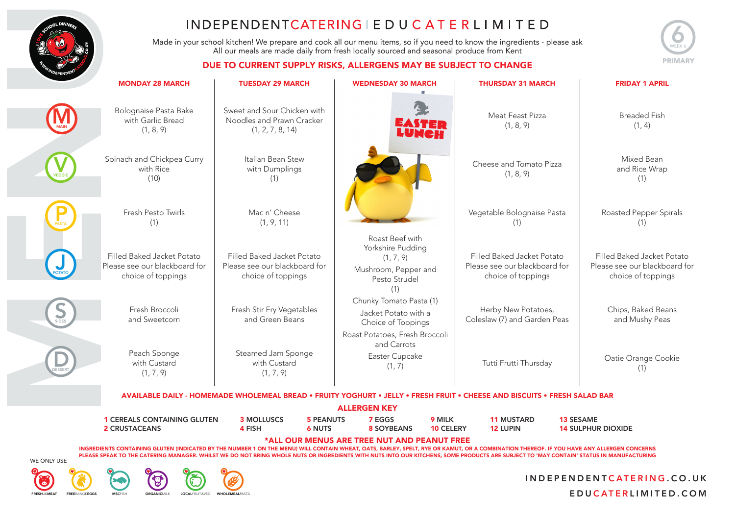# INDEPENDENTCATERING | EDUCATERLIMITED

Made in your school kitchen! We prepare and cook all our menu items, so if you need to know the ingredients - please ask
All our meals are made daily from fresh locally sourced and seasonal produce from Kent

**DUE TO CURRENT SUPPLY RISKS, ALLERGENS MAY BE SUBJECT TO CHANGE**

WEEK 6 PRIMARY

| | MONDAY 28 MARCH | TUESDAY 29 MARCH | WEDNESDAY 30 MARCH | THURSDAY 31 MARCH | FRIDAY 1 APRIL |
|---|---|---|---|---|---|
| M MAIN | Bolognaise Pasta Bake with Garlic Bread (1, 8, 9) | Sweet and Sour Chicken with Noodles and Prawn Cracker (1, 2, 7, 8, 14) | EASTER LUNCH<br>Roast Beef with Yorkshire Pudding (1, 7, 9) | Meat Feast Pizza (1, 8, 9) | Breaded Fish (1, 4) |
| V VEGGIE | Spinach and Chickpea Curry with Rice (10) | Italian Bean Stew with Dumplings (1) | Mushroom, Pepper and Pesto Strudel (1) | Cheese and Tomato Pizza (1, 8, 9) | Mixed Bean and Rice Wrap (1) |
| P PASTA | Fresh Pesto Twirls (1) | Mac n' Cheese (1, 9, 11) | Chunky Tomato Pasta (1) | Vegetable Bolognaise Pasta (1) | Roasted Pepper Spirals (1) |
| J POTATO | Filled Baked Jacket Potato Please see our blackboard for choice of toppings | Filled Baked Jacket Potato Please see our blackboard for choice of toppings | Jacket Potato with a Choice of Toppings | Filled Baked Jacket Potato Please see our blackboard for choice of toppings | Filled Baked Jacket Potato Please see our blackboard for choice of toppings |
| S SIDES | Fresh Broccoli and Sweetcorn | Fresh Stir Fry Vegetables and Green Beans | Roast Potatoes, Fresh Broccoli and Carrots | Herby New Potatoes, Coleslaw (7) and Garden Peas | Chips, Baked Beans and Mushy Peas |
| D DESSERT | Peach Sponge with Custard (1, 7, 9) | Steamed Jam Sponge with Custard (1, 7, 9) | Easter Cupcake (1, 7) | Tutti Frutti Thursday | Oatie Orange Cookie (1) |

**AVAILABLE DAILY - HOMEMADE WHOLEMEAL BREAD • FRUITY YOGHURT • JELLY • FRESH FRUIT • CHEESE AND BISCUITS • FRESH SALAD BAR**

## ALLERGEN KEY

| | | | | | | |
|---|---|---|---|---|---|---|
| 1 CEREALS CONTAINING GLUTEN | 3 MOLLUSCS | 5 PEANUTS | 7 EGGS | 9 MILK | 11 MUSTARD | 13 SESAME |
| 2 CRUSTACEANS | 4 FISH | 6 NUTS | 8 SOYBEANS | 10 CELERY | 12 LUPIN | 14 SULPHUR DIOXIDE |

**\*ALL OUR MENUS ARE TREE NUT AND PEANUT FREE**

INGREDIENTS CONTAINING GLUTEN (INDICATED BY THE NUMBER 1 ON THE MENU) WILL CONTAIN WHEAT, OATS, BARLEY, SPELT, RYE OR KAMUT, OR A COMBINATION THEREOF. IF YOU HAVE ANY ALLERGEN CONCERNS PLEASE SPEAK TO THE CATERING MANAGER. WHILST WE DO NOT BRING WHOLE NUTS OR INGREDIENTS WITH NUTS INTO OUR KITCHENS, SOME PRODUCTS ARE SUBJECT TO 'MAY CONTAIN' STATUS IN MANUFACTURING

WE ONLY USE

FRESHUKMEAT · FREERANGEEGGS · MSCFISH · ORGANICMILK · LOCALFRUIT&VEG · WHOLEMEALPASTA

INDEPENDENTCATERING.CO.UK
EDUCATERLIMITED.COM